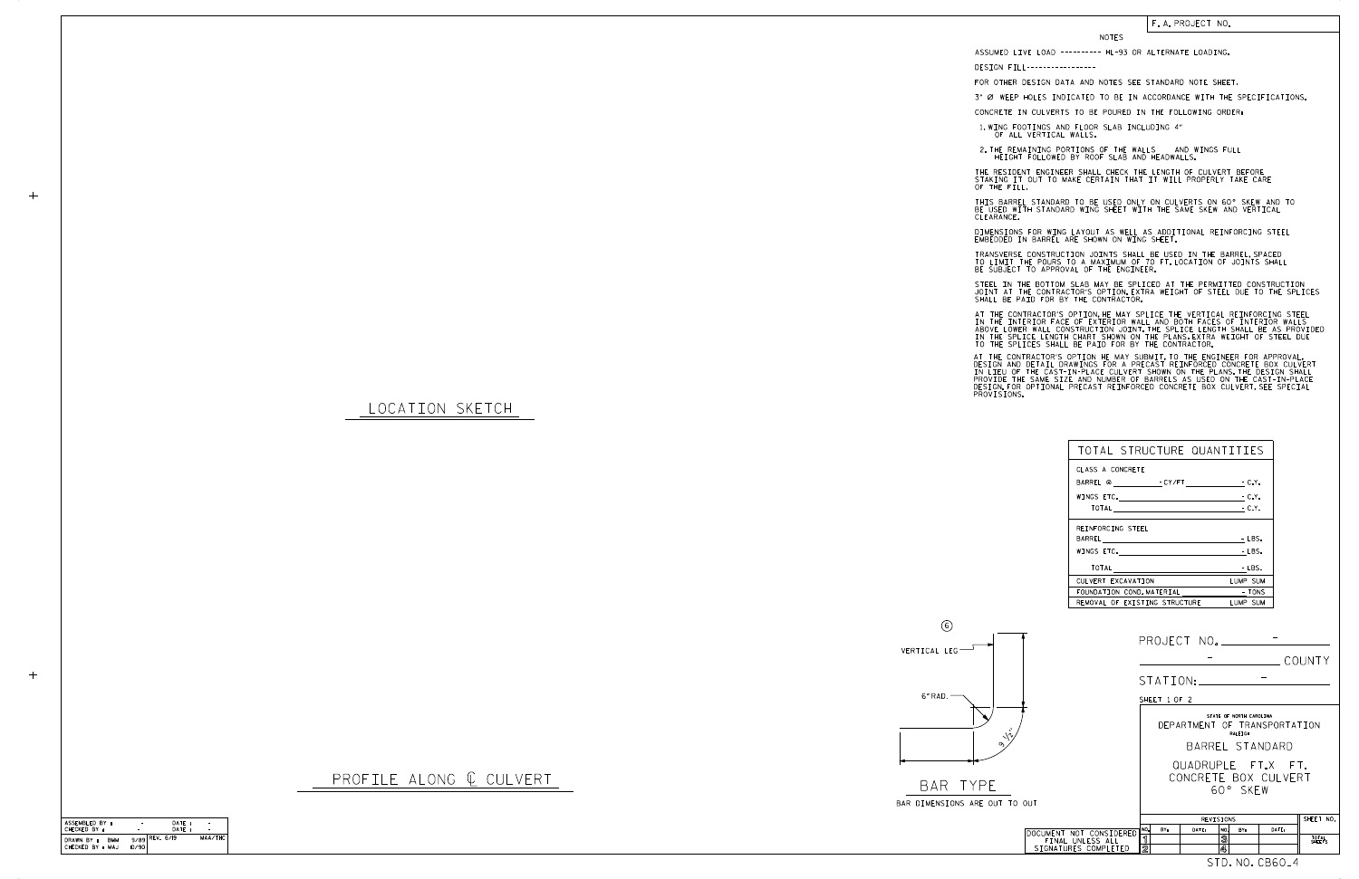F. A. PROJECT NO.

## NOTES

ASSUMED LIVE LOAD ---------- HL-93 OR ALTERNATE LOADING.

DESIGN FILL----------------

FOR OTHER DESIGN DATA AND NOTES SEE STANDARD NOTE SHEET.

3" Ø WEEP HOLES INDICATED TO BE IN ACCORDANCE WITH THE SPECIFICATIONS.

CONCRETE IN CULVERTS TO BE POURED IN THE FOLLOWING ORDER:

1. WING FOOTINGS AND FLOOR SLAB INCLUDING 4" OF ALL VERTICAL WALLS.
2. THE REMAINING PORTIONS OF THE WALLS AND WINGS FULL HEIGHT FOLLOWED BY ROOF SLAB AND HEADWALLS.

THE RESIDENT ENGINEER SHALL CHECK THE LENGTH OF CULVERT BEFORE STAKING IT OUT TO MAKE CERTAIN THAT IT WILL PROPERLY TAKE CARE OF THE FILL.

THIS BARREL STANDARD TO BE USED ONLY ON CULVERTS ON 60° SKEW AND TO BE USED WITH STANDARD WING SHEET WITH THE SAME SKEW AND VERTICAL CLEARANCE.

DIMENSIONS FOR WING LAYOUT AS WELL AS ADDITIONAL REINFORCING STEEL EMBEDDED IN BARREL ARE SHOWN ON WING SHEET.

TRANSVERSE CONSTRUCTION JOINTS SHALL BE USED IN THE BARREL, SPACED TO LIMIT THE POURS TO A MAXIMUM OF 70 FT. LOCATION OF JOINTS SHALL BE SUBJECT TO APPROVAL OF THE ENGINEER.

STEEL IN THE BOTTOM SLAB MAY BE SPLICED AT THE PERMITTED CONSTRUCTION JOINT AT THE CONTRACTOR'S OPTION. EXTRA WEIGHT OF STEEL DUE TO THE SPLICES SHALL BE PAID FOR BY THE CONTRACTOR.

AT THE CONTRACTOR'S OPTION, HE MAY SPLICE THE VERTICAL REINFORCING STEEL IN THE INTERIOR FACE OF EXTERIOR WALL AND BOTH FACES OF INTERIOR WALLS ABOVE LOWER WALL CONSTRUCTION JOINT. THE SPLICE LENGTH SHALL BE AS PROVIDED IN THE SPLICE LENGTH CHART SHOWN ON THE PLANS. EXTRA WEIGHT OF STEEL DUE TO THE SPLICES SHALL BE PAID FOR BY THE CONTRACTOR.

AT THE CONTRACTOR'S OPTION HE MAY SUBMIT, TO THE ENGINEER FOR APPROVAL, DESIGN AND DETAIL DRAWINGS FOR A PRECAST REINFORCED CONCRETE BOX CULVERT IN LIEU OF THE CAST-IN-PLACE CULVERT SHOWN ON THE PLANS. THE DESIGN SHALL PROVIDE THE SAME SIZE AND NUMBER OF BARRELS AS USED ON THE CAST-IN-PLACE DESIGN. FOR OPTIONAL PRECAST REINFORCED CONCRETE BOX CULVERT, SEE SPECIAL PROVISIONS.

## LOCATION SKETCH

| TOTAL STRUCTURE QUANTITIES | |
|---|---|
| CLASS A CONCRETE | |
| BARREL @ ________ - CY/FT | - C.Y. |
| WINGS ETC. | - C.Y. |
| TOTAL | - C.Y. |
| REINFORCING STEEL | |
| BARREL | - LBS. |
| WINGS ETC. | - LBS. |
| TOTAL | - LBS. |
| CULVERT EXCAVATION | LUMP SUM |
| FOUNDATION COND. MATERIAL | - TONS |
| REMOVAL OF EXISTING STRUCTURE | LUMP SUM |

⑥

VERTICAL LEG

6" RAD.

9 1/2"

## BAR TYPE

BAR DIMENSIONS ARE OUT TO OUT

## PROFILE ALONG ℄ CULVERT

PROJECT NO. -

- COUNTY

STATION: -

SHEET 1 OF 2

STATE OF NORTH CAROLINA
DEPARTMENT OF TRANSPORTATION
RALEIGH

BARREL STANDARD

QUADRUPLE FT.X FT.
CONCRETE BOX CULVERT
60° SKEW

| REVISIONS | | | | | | SHEET NO. |
|---|---|---|---|---|---|---|
| NO. | BY: | DATE: | NO. | BY: | DATE: | |
| 1 | | | 3 | | | TOTAL SHEETS |
| 2 | | | 4 | | | |

DOCUMENT NOT CONSIDERED FINAL UNLESS ALL SIGNATURES COMPLETED

| | | | | |
|---|---|---|---|---|
| ASSEMBLED BY : | - | DATE : | - | |
| CHECKED BY : | - | DATE : | - | |
| DRAWN BY : BMM | 9/89 | REV. 6/19 | | MAA/THC |
| CHECKED BY : MAJ | 10/90 | | | |

STD. NO. CB60_4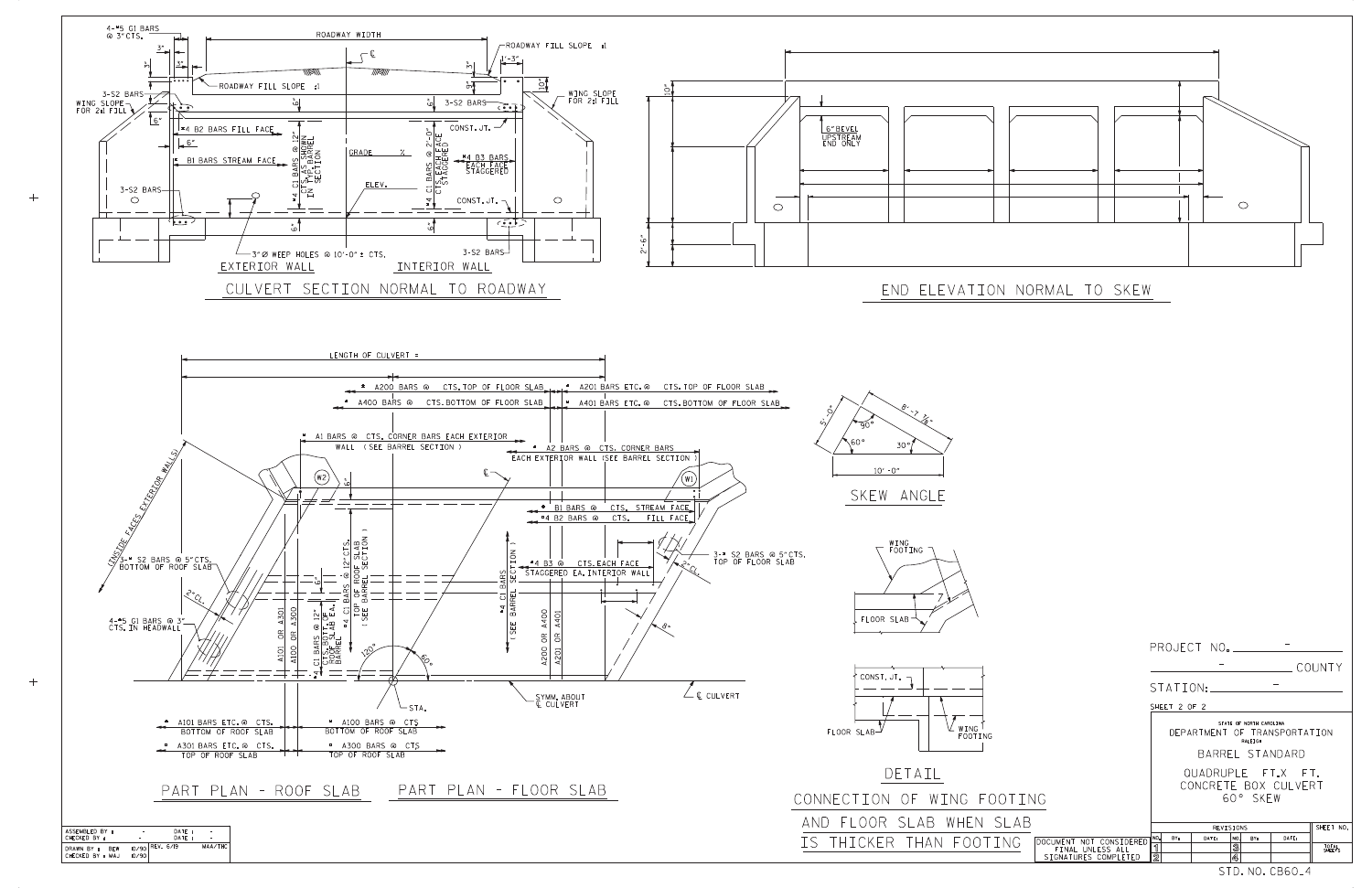## CULVERT SECTION NORMAL TO ROADWAY

4-#5 G1 BARS @ 3" CTS.

3"

3"

3"

ROADWAY WIDTH

℄

ROADWAY FILL SLOPE :1

1'-3"

3"

9"

10"

3-S2 BARS

WING SLOPE FOR 2:1 FILL

ROADWAY FILL SLOPE :1

6"

6"

3-S2 BARS

#4 B2 BARS FILL FACE

6"

CONST. JT.

B1 BARS STREAM FACE

#4 C1 BARS @ 12" CTS. AS SHOWN IN THE BARREL SECTION

GRADE %

#4 C1 BARS @ 2'-0" CTS. EACH FACE STAGGERED

#4 B3 BARS EACH FACE STAGGERED

3-S2 BARS

ELEV.

CONST. JT.

6"

6"

3" Ø WEEP HOLES @ 10'-0" ± CTS.

3-S2 BARS

EXTERIOR WALL

INTERIOR WALL

## END ELEVATION NORMAL TO SKEW

10"

6" BEVEL UPSTREAM END ONLY

2'-6"

## PART PLAN - ROOF SLAB

## PART PLAN - FLOOR SLAB

LENGTH OF CULVERT =

* A200 BARS @ CTS. TOP OF FLOOR SLAB

* A201 BARS ETC. @ CTS. TOP OF FLOOR SLAB

* A400 BARS @ CTS. BOTTOM OF FLOOR SLAB

* A401 BARS ETC. @ CTS. BOTTOM OF FLOOR SLAB

* A1 BARS @ CTS. CORNER BARS EACH EXTERIOR WALL (SEE BARREL SECTION)

* A2 BARS @ CTS. CORNER BARS EACH EXTERIOR WALL (SEE BARREL SECTION)

(INSIDE FACES EXTERIOR WALLS)

W2

W1

6"

℄

* B1 BARS @ CTS. STREAM FACE

*#4 B2 BARS @ CTS. FILL FACE

3-* S2 BARS @ 5" CTS. BOTTOM OF ROOF SLAB

#4 C1 BARS @ 12" CTS. TOP OF ROOF SLAB (SEE BARREL SECTION)

#4 C1 BARS (SEE BARREL SECTION)

*#4 B3 @ CTS. EACH FACE STAGGERED EA. INTERIOR WALL

3-* S2 BARS @ 5" CTS. TOP OF FLOOR SLAB

2" CL.

6"

2" CL.

4-#5 G1 BARS @ 3" CTS. IN HEADWALL

A101 OR A301

A100 OR A300

#4 C1 BARS @ 12" CTS. BOTTOM OF ROOF SLAB EA. BARREL

A200 OR A400

A201 OR A401

8"

120°

60°

STA.

SYMM. ABOUT ℄ CULVERT

℄ CULVERT

* A101 BARS ETC. @ CTS. BOTTOM OF ROOF SLAB

* A100 BARS @ CTS. BOTTOM OF ROOF SLAB

* A301 BARS ETC. @ CTS. TOP OF ROOF SLAB

* A300 BARS @ CTS. TOP OF ROOF SLAB

## SKEW ANGLE

5'-0"

8'-7 1/8"

90°

60°

30°

10'-0"

WING FOOTING

FLOOR SLAB

CONST. JT.

FLOOR SLAB

WING FOOTING

## DETAIL
## CONNECTION OF WING FOOTING AND FLOOR SLAB WHEN SLAB IS THICKER THAN FOOTING

PROJECT NO. -

- COUNTY

STATION: -

SHEET 2 OF 2

STATE OF NORTH CAROLINA
DEPARTMENT OF TRANSPORTATION
RALEIGH

BARREL STANDARD

QUADRUPLE FT. X FT.
CONCRETE BOX CULVERT
60° SKEW

| | | | | | | | |
|---|---|---|---|---|---|---|---|
| REVISIONS | | | | | | | SHEET NO. |
| NO. | BY: | DATE: | NO. | BY: | DATE: | | |
| 1 | | | 3 | | | | TOTAL SHEETS |
| 2 | | | 4 | | | | |

DOCUMENT NOT CONSIDERED FINAL UNLESS ALL SIGNATURES COMPLETED

| | | | | |
|---|---|---|---|---|
| ASSEMBLED BY : | - | DATE : | - | |
| CHECKED BY : | - | DATE : | - | |
| DRAWN BY : BEW | 10/90 | REV. 6/19 | | MAA/THC |
| CHECKED BY : MAJ | 10/90 | | | |

STD. NO. CB60_4